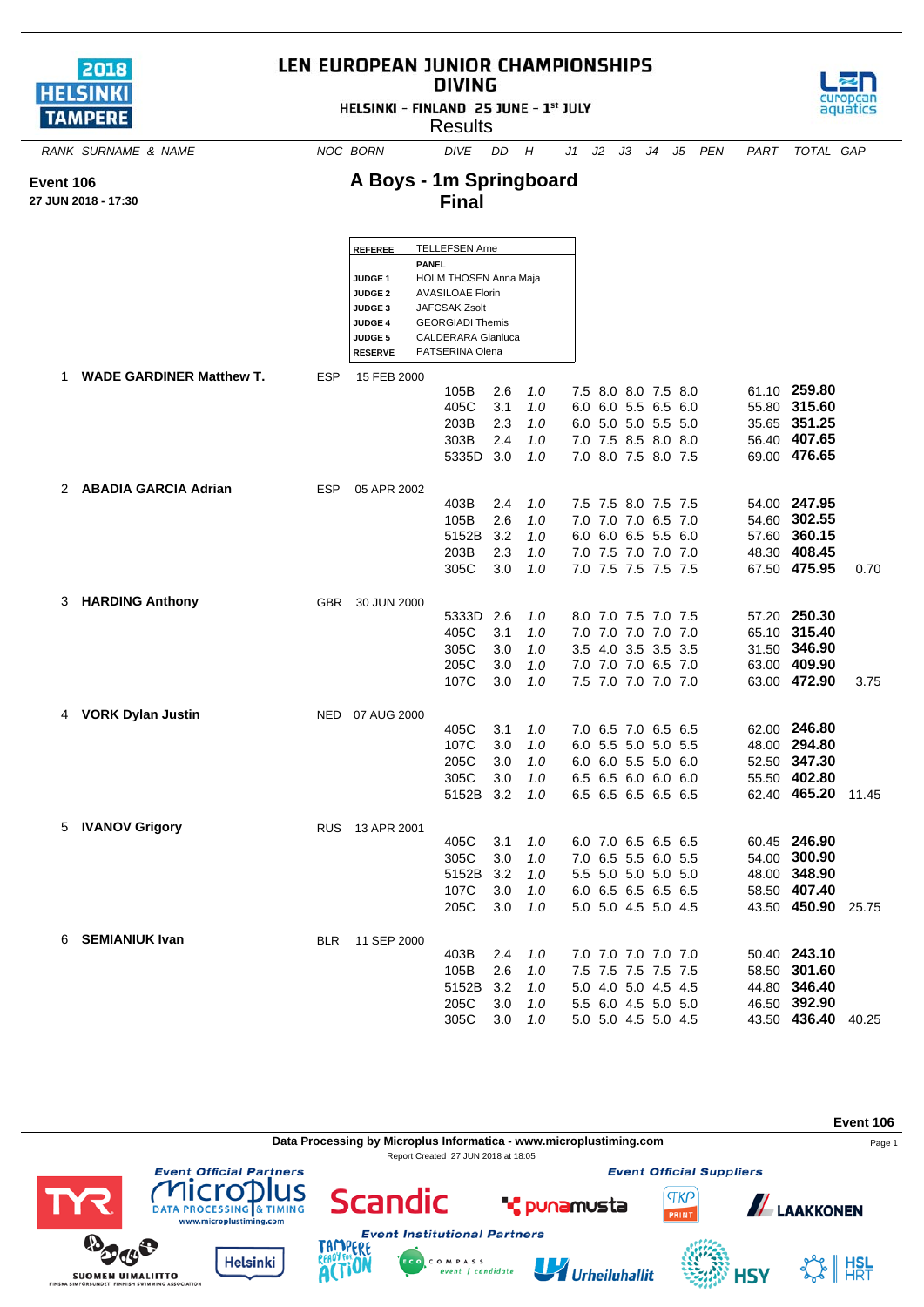# LEN EUROPEAN JUNIOR CHAMPIONSHIPS DIVING

HELSINKI - FINLAND 25 JUNE - 1st JULY

Results

**Event 106**
**27 JUN 2018 - 17:30**

## A Boys - 1m Springboard
## Final

| | |
|---|---|
| **REFEREE** | TELLEFSEN Arne |
| | **PANEL** |
| **JUDGE 1** | HOLM THOSEN Anna Maja |
| **JUDGE 2** | AVASILOAE Florin |
| **JUDGE 3** | JAFCSAK Zsolt |
| **JUDGE 4** | GEORGIADI Themis |
| **JUDGE 5** | CALDERARA Gianluca |
| **RESERVE** | PATSERINA Olena |

| RANK | SURNAME & NAME | NOC | BORN | DIVE | DD | H | J1 | J2 | J3 | J4 | J5 | PEN | PART | TOTAL | GAP |
|---|---|---|---|---|---|---|---|---|---|---|---|---|---|---|---|
| 1 | **WADE GARDINER Matthew T.** | ESP | 15 FEB 2000 | | | | | | | | | | | | |
| | | | | 105B | 2.6 | 1.0 | 7.5 | 8.0 | 8.0 | 7.5 | 8.0 | | 61.10 | **259.80** | |
| | | | | 405C | 3.1 | 1.0 | 6.0 | 6.0 | 5.5 | 6.5 | 6.0 | | 55.80 | **315.60** | |
| | | | | 203B | 2.3 | 1.0 | 6.0 | 5.0 | 5.0 | 5.5 | 5.0 | | 35.65 | **351.25** | |
| | | | | 303B | 2.4 | 1.0 | 7.0 | 7.5 | 8.5 | 8.0 | 8.0 | | 56.40 | **407.65** | |
| | | | | 5335D | 3.0 | 1.0 | 7.0 | 8.0 | 7.5 | 8.0 | 7.5 | | 69.00 | **476.65** | |
| 2 | **ABADIA GARCIA Adrian** | ESP | 05 APR 2002 | | | | | | | | | | | | |
| | | | | 403B | 2.4 | 1.0 | 7.5 | 7.5 | 8.0 | 7.5 | 7.5 | | 54.00 | **247.95** | |
| | | | | 105B | 2.6 | 1.0 | 7.0 | 7.0 | 7.0 | 6.5 | 7.0 | | 54.60 | **302.55** | |
| | | | | 5152B | 3.2 | 1.0 | 6.0 | 6.0 | 6.5 | 5.5 | 6.0 | | 57.60 | **360.15** | |
| | | | | 203B | 2.3 | 1.0 | 7.0 | 7.5 | 7.0 | 7.0 | 7.0 | | 48.30 | **408.45** | |
| | | | | 305C | 3.0 | 1.0 | 7.0 | 7.5 | 7.5 | 7.5 | 7.5 | | 67.50 | **475.95** | 0.70 |
| 3 | **HARDING Anthony** | GBR | 30 JUN 2000 | | | | | | | | | | | | |
| | | | | 5333D | 2.6 | 1.0 | 8.0 | 7.0 | 7.5 | 7.0 | 7.5 | | 57.20 | **250.30** | |
| | | | | 405C | 3.1 | 1.0 | 7.0 | 7.0 | 7.0 | 7.0 | 7.0 | | 65.10 | **315.40** | |
| | | | | 305C | 3.0 | 1.0 | 3.5 | 4.0 | 3.5 | 3.5 | 3.5 | | 31.50 | **346.90** | |
| | | | | 205C | 3.0 | 1.0 | 7.0 | 7.0 | 7.0 | 6.5 | 7.0 | | 63.00 | **409.90** | |
| | | | | 107C | 3.0 | 1.0 | 7.5 | 7.0 | 7.0 | 7.0 | 7.0 | | 63.00 | **472.90** | 3.75 |
| 4 | **VORK Dylan Justin** | NED | 07 AUG 2000 | | | | | | | | | | | | |
| | | | | 405C | 3.1 | 1.0 | 7.0 | 6.5 | 7.0 | 6.5 | 6.5 | | 62.00 | **246.80** | |
| | | | | 107C | 3.0 | 1.0 | 6.0 | 5.5 | 5.0 | 5.0 | 5.5 | | 48.00 | **294.80** | |
| | | | | 205C | 3.0 | 1.0 | 6.0 | 6.0 | 5.5 | 5.0 | 6.0 | | 52.50 | **347.30** | |
| | | | | 305C | 3.0 | 1.0 | 6.5 | 6.5 | 6.0 | 6.0 | 6.0 | | 55.50 | **402.80** | |
| | | | | 5152B | 3.2 | 1.0 | 6.5 | 6.5 | 6.5 | 6.5 | 6.5 | | 62.40 | **465.20** | 11.45 |
| 5 | **IVANOV Grigory** | RUS | 13 APR 2001 | | | | | | | | | | | | |
| | | | | 405C | 3.1 | 1.0 | 6.0 | 7.0 | 6.5 | 6.5 | 6.5 | | 60.45 | **246.90** | |
| | | | | 305C | 3.0 | 1.0 | 7.0 | 6.5 | 5.5 | 6.0 | 5.5 | | 54.00 | **300.90** | |
| | | | | 5152B | 3.2 | 1.0 | 5.5 | 5.0 | 5.0 | 5.0 | 5.0 | | 48.00 | **348.90** | |
| | | | | 107C | 3.0 | 1.0 | 6.0 | 6.5 | 6.5 | 6.5 | 6.5 | | 58.50 | **407.40** | |
| | | | | 205C | 3.0 | 1.0 | 5.0 | 5.0 | 4.5 | 5.0 | 4.5 | | 43.50 | **450.90** | 25.75 |
| 6 | **SEMIANIUK Ivan** | BLR | 11 SEP 2000 | | | | | | | | | | | | |
| | | | | 403B | 2.4 | 1.0 | 7.0 | 7.0 | 7.0 | 7.0 | 7.0 | | 50.40 | **243.10** | |
| | | | | 105B | 2.6 | 1.0 | 7.5 | 7.5 | 7.5 | 7.5 | 7.5 | | 58.50 | **301.60** | |
| | | | | 5152B | 3.2 | 1.0 | 5.0 | 4.0 | 5.0 | 4.5 | 4.5 | | 44.80 | **346.40** | |
| | | | | 205C | 3.0 | 1.0 | 5.5 | 6.0 | 4.5 | 5.0 | 5.0 | | 46.50 | **392.90** | |
| | | | | 305C | 3.0 | 1.0 | 5.0 | 5.0 | 4.5 | 5.0 | 4.5 | | 43.50 | **436.40** | 40.25 |

**Event 106**

Data Processing by Microplus Informatica - www.microplustiming.com

Report Created 27 JUN 2018 at 18:05

Event Official Partners — Event Official Suppliers — Event Institutional Partners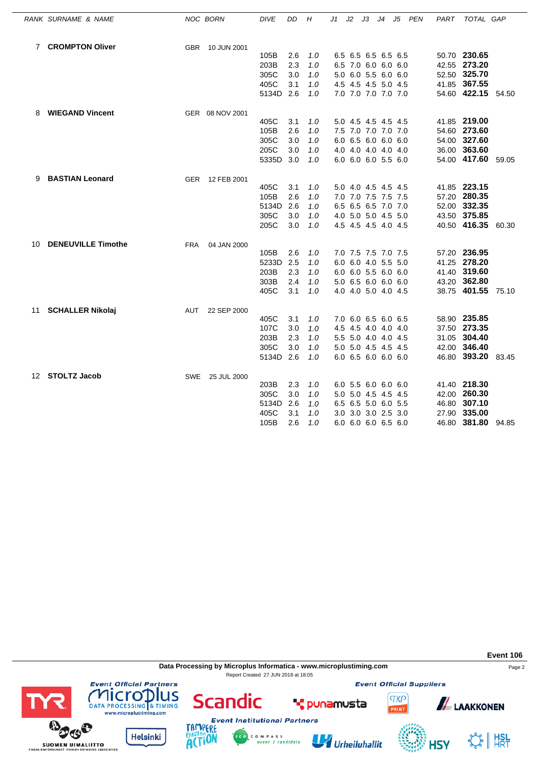| RANK | SURNAME & NAME | NOC | BORN | DIVE | DD | H | J1 | J2 | J3 | J4 | J5 | PEN | PART | TOTAL | GAP |
|---|---|---|---|---|---|---|---|---|---|---|---|---|---|---|---|
| 7 | **CROMPTON Oliver** | GBR | 10 JUN 2001 | | | | | | | | | | | | |
| | | | | 105B | 2.6 | 1.0 | 6.5 | 6.5 | 6.5 | 6.5 | 6.5 | | 50.70 | **230.65** | |
| | | | | 203B | 2.3 | 1.0 | 6.5 | 7.0 | 6.0 | 6.0 | 6.0 | | 42.55 | **273.20** | |
| | | | | 305C | 3.0 | 1.0 | 5.0 | 6.0 | 5.5 | 6.0 | 6.0 | | 52.50 | **325.70** | |
| | | | | 405C | 3.1 | 1.0 | 4.5 | 4.5 | 4.5 | 5.0 | 4.5 | | 41.85 | **367.55** | |
| | | | | 5134D | 2.6 | 1.0 | 7.0 | 7.0 | 7.0 | 7.0 | 7.0 | | 54.60 | **422.15** | 54.50 |
| 8 | **WIEGAND Vincent** | GER | 08 NOV 2001 | | | | | | | | | | | | |
| | | | | 405C | 3.1 | 1.0 | 5.0 | 4.5 | 4.5 | 4.5 | 4.5 | | 41.85 | **219.00** | |
| | | | | 105B | 2.6 | 1.0 | 7.5 | 7.0 | 7.0 | 7.0 | 7.0 | | 54.60 | **273.60** | |
| | | | | 305C | 3.0 | 1.0 | 6.0 | 6.5 | 6.0 | 6.0 | 6.0 | | 54.00 | **327.60** | |
| | | | | 205C | 3.0 | 1.0 | 4.0 | 4.0 | 4.0 | 4.0 | 4.0 | | 36.00 | **363.60** | |
| | | | | 5335D | 3.0 | 1.0 | 6.0 | 6.0 | 6.0 | 5.5 | 6.0 | | 54.00 | **417.60** | 59.05 |
| 9 | **BASTIAN Leonard** | GER | 12 FEB 2001 | | | | | | | | | | | | |
| | | | | 405C | 3.1 | 1.0 | 5.0 | 4.0 | 4.5 | 4.5 | 4.5 | | 41.85 | **223.15** | |
| | | | | 105B | 2.6 | 1.0 | 7.0 | 7.0 | 7.5 | 7.5 | 7.5 | | 57.20 | **280.35** | |
| | | | | 5134D | 2.6 | 1.0 | 6.5 | 6.5 | 6.5 | 7.0 | 7.0 | | 52.00 | **332.35** | |
| | | | | 305C | 3.0 | 1.0 | 4.0 | 5.0 | 5.0 | 4.5 | 5.0 | | 43.50 | **375.85** | |
| | | | | 205C | 3.0 | 1.0 | 4.5 | 4.5 | 4.5 | 4.0 | 4.5 | | 40.50 | **416.35** | 60.30 |
| 10 | **DENEUVILLE Timothe** | FRA | 04 JAN 2000 | | | | | | | | | | | | |
| | | | | 105B | 2.6 | 1.0 | 7.0 | 7.5 | 7.5 | 7.0 | 7.5 | | 57.20 | **236.95** | |
| | | | | 5233D | 2.5 | 1.0 | 6.0 | 6.0 | 4.0 | 5.5 | 5.0 | | 41.25 | **278.20** | |
| | | | | 203B | 2.3 | 1.0 | 6.0 | 6.0 | 5.5 | 6.0 | 6.0 | | 41.40 | **319.60** | |
| | | | | 303B | 2.4 | 1.0 | 5.0 | 6.5 | 6.0 | 6.0 | 6.0 | | 43.20 | **362.80** | |
| | | | | 405C | 3.1 | 1.0 | 4.0 | 4.0 | 5.0 | 4.0 | 4.5 | | 38.75 | **401.55** | 75.10 |
| 11 | **SCHALLER Nikolaj** | AUT | 22 SEP 2000 | | | | | | | | | | | | |
| | | | | 405C | 3.1 | 1.0 | 7.0 | 6.0 | 6.5 | 6.0 | 6.5 | | 58.90 | **235.85** | |
| | | | | 107C | 3.0 | 1.0 | 4.5 | 4.5 | 4.0 | 4.0 | 4.0 | | 37.50 | **273.35** | |
| | | | | 203B | 2.3 | 1.0 | 5.5 | 5.0 | 4.0 | 4.0 | 4.5 | | 31.05 | **304.40** | |
| | | | | 305C | 3.0 | 1.0 | 5.0 | 5.0 | 4.5 | 4.5 | 4.5 | | 42.00 | **346.40** | |
| | | | | 5134D | 2.6 | 1.0 | 6.0 | 6.5 | 6.0 | 6.0 | 6.0 | | 46.80 | **393.20** | 83.45 |
| 12 | **STOLTZ Jacob** | SWE | 25 JUL 2000 | | | | | | | | | | | | |
| | | | | 203B | 2.3 | 1.0 | 6.0 | 5.5 | 6.0 | 6.0 | 6.0 | | 41.40 | **218.30** | |
| | | | | 305C | 3.0 | 1.0 | 5.0 | 5.0 | 4.5 | 4.5 | 4.5 | | 42.00 | **260.30** | |
| | | | | 5134D | 2.6 | 1.0 | 6.5 | 6.5 | 5.0 | 6.0 | 5.5 | | 46.80 | **307.10** | |
| | | | | 405C | 3.1 | 1.0 | 3.0 | 3.0 | 3.0 | 2.5 | 3.0 | | 27.90 | **335.00** | |
| | | | | 105B | 2.6 | 1.0 | 6.0 | 6.0 | 6.0 | 6.5 | 6.0 | | 46.80 | **381.80** | 94.85 |

**Event 106**

**Data Processing by Microplus Informatica - www.microplustiming.com**

Report Created 27 JUN 2018 at 18:05

*Event Official Partners* — TYR, Microplus Data Processing & Timing (www.microplustiming.com), Scandic

*Event Official Suppliers* — punamusta, TKP Print, Laakkonen

*Event Institutional Partners* — Suomen Uimaliitto (Finska Simförbundet, Finnish Swimming Association), Helsinki, Tampere Ready for Action, Eco Compass event | candidate, Urheiluhallit, HSY, HSL HRT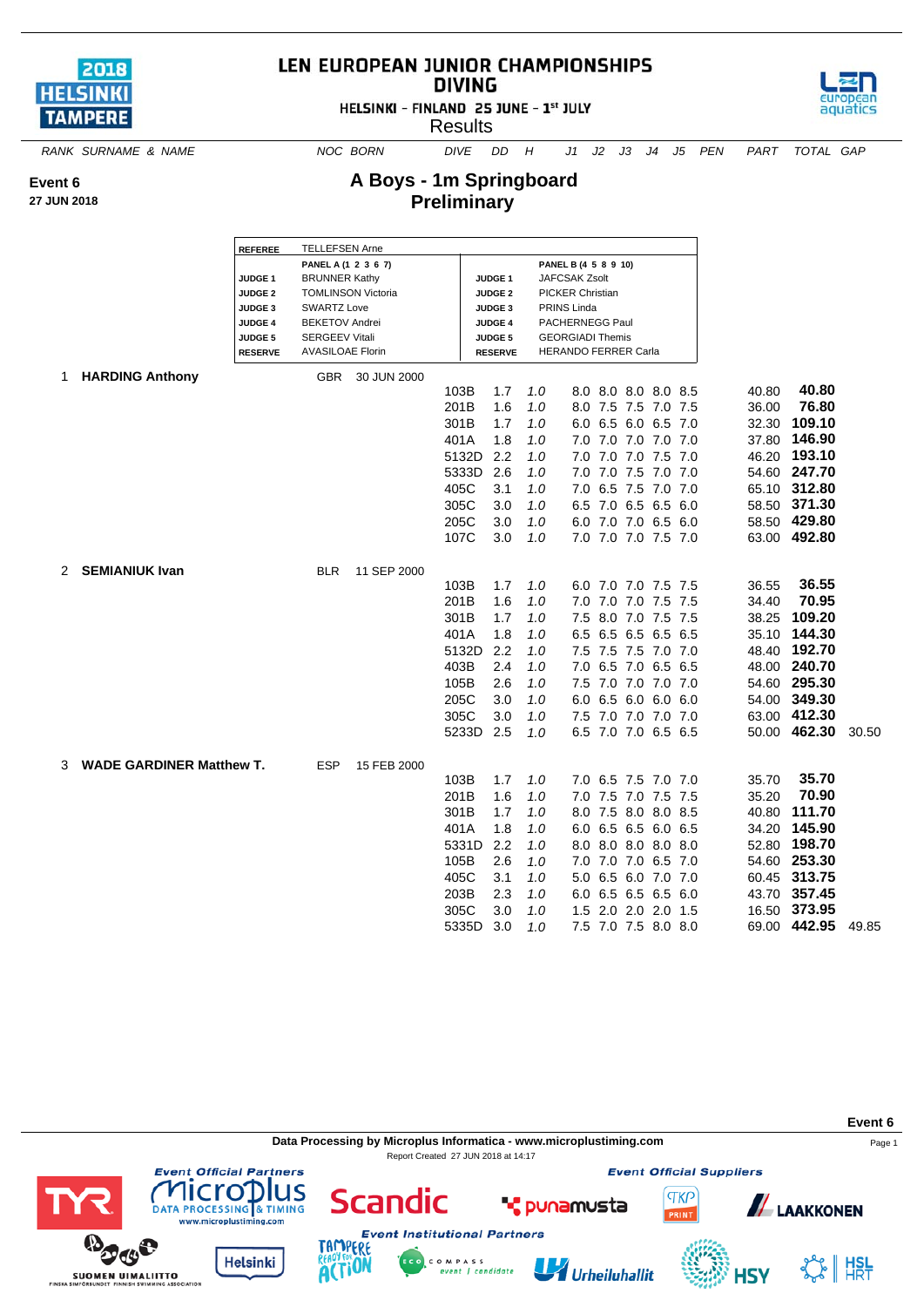# LEN EUROPEAN JUNIOR CHAMPIONSHIPS DIVING

HELSINKI - FINLAND 25 JUNE - 1st JULY

Results

**Event 6**
**27 JUN 2018**

## A Boys - 1m Springboard
## Preliminary

| REFEREE | TELLEFSEN Arne | | |
|---|---|---|---|
| | PANEL A (1 2 3 6 7) | | PANEL B (4 5 8 9 10) |
| JUDGE 1 | BRUNNER Kathy | JUDGE 1 | JAFCSAK Zsolt |
| JUDGE 2 | TOMLINSON Victoria | JUDGE 2 | PICKER Christian |
| JUDGE 3 | SWARTZ Love | JUDGE 3 | PRINS Linda |
| JUDGE 4 | BEKETOV Andrei | JUDGE 4 | PACHERNEGG Paul |
| JUDGE 5 | SERGEEV Vitali | JUDGE 5 | GEORGIADI Themis |
| RESERVE | AVASILOAE Florin | RESERVE | HERANDO FERRER Carla |

| RANK | SURNAME & NAME | NOC | BORN | DIVE | DD | H | J1 | J2 | J3 | J4 | J5 | PEN | PART | TOTAL | GAP |
|---|---|---|---|---|---|---|---|---|---|---|---|---|---|---|---|
| 1 | **HARDING Anthony** | GBR | 30 JUN 2000 | | | | | | | | | | | | |
| | | | | 103B | 1.7 | 1.0 | 8.0 | 8.0 | 8.0 | 8.0 | 8.5 | | 40.80 | **40.80** | |
| | | | | 201B | 1.6 | 1.0 | 8.0 | 7.5 | 7.5 | 7.0 | 7.5 | | 36.00 | **76.80** | |
| | | | | 301B | 1.7 | 1.0 | 6.0 | 6.5 | 6.0 | 6.5 | 7.0 | | 32.30 | **109.10** | |
| | | | | 401A | 1.8 | 1.0 | 7.0 | 7.0 | 7.0 | 7.0 | 7.0 | | 37.80 | **146.90** | |
| | | | | 5132D | 2.2 | 1.0 | 7.0 | 7.0 | 7.0 | 7.5 | 7.0 | | 46.20 | **193.10** | |
| | | | | 5333D | 2.6 | 1.0 | 7.0 | 7.0 | 7.5 | 7.0 | 7.0 | | 54.60 | **247.70** | |
| | | | | 405C | 3.1 | 1.0 | 7.0 | 6.5 | 7.5 | 7.0 | 7.0 | | 65.10 | **312.80** | |
| | | | | 305C | 3.0 | 1.0 | 6.5 | 7.0 | 6.5 | 6.5 | 6.0 | | 58.50 | **371.30** | |
| | | | | 205C | 3.0 | 1.0 | 6.0 | 7.0 | 7.0 | 6.5 | 6.0 | | 58.50 | **429.80** | |
| | | | | 107C | 3.0 | 1.0 | 7.0 | 7.0 | 7.0 | 7.5 | 7.0 | | 63.00 | **492.80** | |
| 2 | **SEMIANIUK Ivan** | BLR | 11 SEP 2000 | | | | | | | | | | | | |
| | | | | 103B | 1.7 | 1.0 | 6.0 | 7.0 | 7.0 | 7.5 | 7.5 | | 36.55 | **36.55** | |
| | | | | 201B | 1.6 | 1.0 | 7.0 | 7.0 | 7.0 | 7.5 | 7.5 | | 34.40 | **70.95** | |
| | | | | 301B | 1.7 | 1.0 | 7.5 | 8.0 | 7.0 | 7.5 | 7.5 | | 38.25 | **109.20** | |
| | | | | 401A | 1.8 | 1.0 | 6.5 | 6.5 | 6.5 | 6.5 | 6.5 | | 35.10 | **144.30** | |
| | | | | 5132D | 2.2 | 1.0 | 7.5 | 7.5 | 7.5 | 7.0 | 7.0 | | 48.40 | **192.70** | |
| | | | | 403B | 2.4 | 1.0 | 7.0 | 6.5 | 7.0 | 6.5 | 6.5 | | 48.00 | **240.70** | |
| | | | | 105B | 2.6 | 1.0 | 7.5 | 7.0 | 7.0 | 7.0 | 7.0 | | 54.60 | **295.30** | |
| | | | | 205C | 3.0 | 1.0 | 6.0 | 6.5 | 6.0 | 6.0 | 6.0 | | 54.00 | **349.30** | |
| | | | | 305C | 3.0 | 1.0 | 7.5 | 7.0 | 7.0 | 7.0 | 7.0 | | 63.00 | **412.30** | |
| | | | | 5233D | 2.5 | 1.0 | 6.5 | 7.0 | 7.0 | 6.5 | 6.5 | | 50.00 | **462.30** | 30.50 |
| 3 | **WADE GARDINER Matthew T.** | ESP | 15 FEB 2000 | | | | | | | | | | | | |
| | | | | 103B | 1.7 | 1.0 | 7.0 | 6.5 | 7.5 | 7.0 | 7.0 | | 35.70 | **35.70** | |
| | | | | 201B | 1.6 | 1.0 | 7.0 | 7.5 | 7.0 | 7.5 | 7.5 | | 35.20 | **70.90** | |
| | | | | 301B | 1.7 | 1.0 | 8.0 | 7.5 | 8.0 | 8.0 | 8.5 | | 40.80 | **111.70** | |
| | | | | 401A | 1.8 | 1.0 | 6.0 | 6.5 | 6.5 | 6.0 | 6.5 | | 34.20 | **145.90** | |
| | | | | 5331D | 2.2 | 1.0 | 8.0 | 8.0 | 8.0 | 8.0 | 8.0 | | 52.80 | **198.70** | |
| | | | | 105B | 2.6 | 1.0 | 7.0 | 7.0 | 7.0 | 6.5 | 7.0 | | 54.60 | **253.30** | |
| | | | | 405C | 3.1 | 1.0 | 5.0 | 6.5 | 6.0 | 7.0 | 7.0 | | 60.45 | **313.75** | |
| | | | | 203B | 2.3 | 1.0 | 6.0 | 6.5 | 6.5 | 6.5 | 6.0 | | 43.70 | **357.45** | |
| | | | | 305C | 3.0 | 1.0 | 1.5 | 2.0 | 2.0 | 2.0 | 1.5 | | 16.50 | **373.95** | |
| | | | | 5335D | 3.0 | 1.0 | 7.5 | 7.0 | 7.5 | 8.0 | 8.0 | | 69.00 | **442.95** | 49.85 |

Data Processing by Microplus Informatica - www.microplustiming.com

Report Created 27 JUN 2018 at 14:17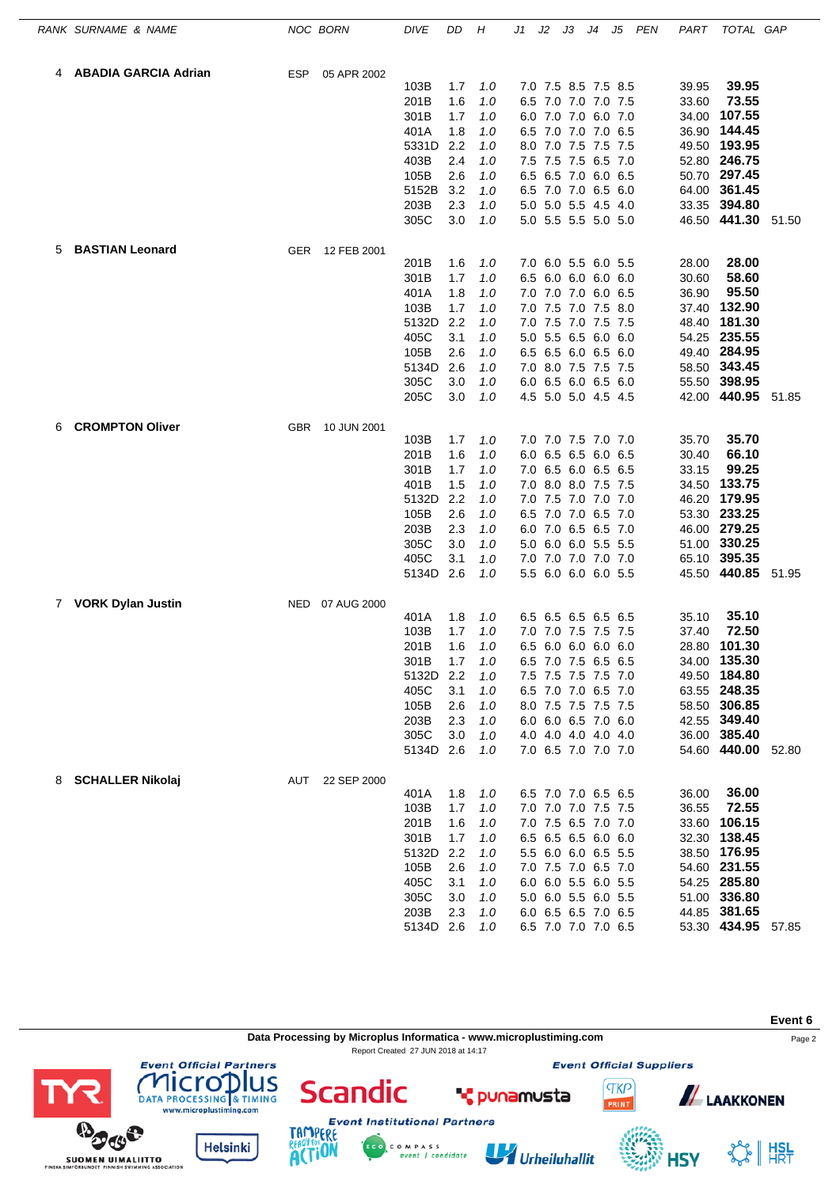| RANK | SURNAME & NAME | NOC | BORN | DIVE | DD | H | J1 | J2 | J3 | J4 | J5 | PEN | PART | TOTAL | GAP |
|---|---|---|---|---|---|---|---|---|---|---|---|---|---|---|---|
| 4 | **ABADIA GARCIA Adrian** | ESP | 05 APR 2002 | | | | | | | | | | | | |
| | | | | 103B | 1.7 | 1.0 | 7.0 | 7.5 | 8.5 | 7.5 | 8.5 | | 39.95 | **39.95** | |
| | | | | 201B | 1.6 | 1.0 | 6.5 | 7.0 | 7.0 | 7.0 | 7.5 | | 33.60 | **73.55** | |
| | | | | 301B | 1.7 | 1.0 | 6.0 | 7.0 | 7.0 | 6.0 | 7.0 | | 34.00 | **107.55** | |
| | | | | 401A | 1.8 | 1.0 | 6.5 | 7.0 | 7.0 | 7.0 | 6.5 | | 36.90 | **144.45** | |
| | | | | 5331D | 2.2 | 1.0 | 8.0 | 7.0 | 7.5 | 7.5 | 7.5 | | 49.50 | **193.95** | |
| | | | | 403B | 2.4 | 1.0 | 7.5 | 7.5 | 7.5 | 6.5 | 7.0 | | 52.80 | **246.75** | |
| | | | | 105B | 2.6 | 1.0 | 6.5 | 6.5 | 7.0 | 6.0 | 6.5 | | 50.70 | **297.45** | |
| | | | | 5152B | 3.2 | 1.0 | 6.5 | 7.0 | 7.0 | 6.5 | 6.0 | | 64.00 | **361.45** | |
| | | | | 203B | 2.3 | 1.0 | 5.0 | 5.0 | 5.5 | 4.5 | 4.0 | | 33.35 | **394.80** | |
| | | | | 305C | 3.0 | 1.0 | 5.0 | 5.5 | 5.5 | 5.0 | 5.0 | | 46.50 | **441.30** | 51.50 |
| 5 | **BASTIAN Leonard** | GER | 12 FEB 2001 | | | | | | | | | | | | |
| | | | | 201B | 1.6 | 1.0 | 7.0 | 6.0 | 5.5 | 6.0 | 5.5 | | 28.00 | **28.00** | |
| | | | | 301B | 1.7 | 1.0 | 6.5 | 6.0 | 6.0 | 6.0 | 6.0 | | 30.60 | **58.60** | |
| | | | | 401A | 1.8 | 1.0 | 7.0 | 7.0 | 7.0 | 6.0 | 6.5 | | 36.90 | **95.50** | |
| | | | | 103B | 1.7 | 1.0 | 7.0 | 7.5 | 7.0 | 7.5 | 8.0 | | 37.40 | **132.90** | |
| | | | | 5132D | 2.2 | 1.0 | 7.0 | 7.5 | 7.0 | 7.5 | 7.5 | | 48.40 | **181.30** | |
| | | | | 405C | 3.1 | 1.0 | 5.0 | 5.5 | 6.5 | 6.0 | 6.0 | | 54.25 | **235.55** | |
| | | | | 105B | 2.6 | 1.0 | 6.5 | 6.5 | 6.0 | 6.5 | 6.0 | | 49.40 | **284.95** | |
| | | | | 5134D | 2.6 | 1.0 | 7.0 | 8.0 | 7.5 | 7.5 | 7.5 | | 58.50 | **343.45** | |
| | | | | 305C | 3.0 | 1.0 | 6.0 | 6.5 | 6.0 | 6.5 | 6.0 | | 55.50 | **398.95** | |
| | | | | 205C | 3.0 | 1.0 | 4.5 | 5.0 | 5.0 | 4.5 | 4.5 | | 42.00 | **440.95** | 51.85 |
| 6 | **CROMPTON Oliver** | GBR | 10 JUN 2001 | | | | | | | | | | | | |
| | | | | 103B | 1.7 | 1.0 | 7.0 | 7.0 | 7.5 | 7.0 | 7.0 | | 35.70 | **35.70** | |
| | | | | 201B | 1.6 | 1.0 | 6.0 | 6.5 | 6.5 | 6.0 | 6.5 | | 30.40 | **66.10** | |
| | | | | 301B | 1.7 | 1.0 | 7.0 | 6.5 | 6.0 | 6.5 | 6.5 | | 33.15 | **99.25** | |
| | | | | 401B | 1.5 | 1.0 | 7.0 | 8.0 | 8.0 | 7.5 | 7.5 | | 34.50 | **133.75** | |
| | | | | 5132D | 2.2 | 1.0 | 7.0 | 7.5 | 7.0 | 7.0 | 7.0 | | 46.20 | **179.95** | |
| | | | | 105B | 2.6 | 1.0 | 6.5 | 7.0 | 7.0 | 6.5 | 7.0 | | 53.30 | **233.25** | |
| | | | | 203B | 2.3 | 1.0 | 6.0 | 7.0 | 6.5 | 6.5 | 7.0 | | 46.00 | **279.25** | |
| | | | | 305C | 3.0 | 1.0 | 5.0 | 6.0 | 6.0 | 5.5 | 5.5 | | 51.00 | **330.25** | |
| | | | | 405C | 3.1 | 1.0 | 7.0 | 7.0 | 7.0 | 7.0 | 7.0 | | 65.10 | **395.35** | |
| | | | | 5134D | 2.6 | 1.0 | 5.5 | 6.0 | 6.0 | 6.0 | 5.5 | | 45.50 | **440.85** | 51.95 |
| 7 | **VORK Dylan Justin** | NED | 07 AUG 2000 | | | | | | | | | | | | |
| | | | | 401A | 1.8 | 1.0 | 6.5 | 6.5 | 6.5 | 6.5 | 6.5 | | 35.10 | **35.10** | |
| | | | | 103B | 1.7 | 1.0 | 7.0 | 7.0 | 7.5 | 7.5 | 7.5 | | 37.40 | **72.50** | |
| | | | | 201B | 1.6 | 1.0 | 6.5 | 6.0 | 6.0 | 6.0 | 6.0 | | 28.80 | **101.30** | |
| | | | | 301B | 1.7 | 1.0 | 6.5 | 7.0 | 7.5 | 6.5 | 6.5 | | 34.00 | **135.30** | |
| | | | | 5132D | 2.2 | 1.0 | 7.5 | 7.5 | 7.5 | 7.5 | 7.0 | | 49.50 | **184.80** | |
| | | | | 405C | 3.1 | 1.0 | 6.5 | 7.0 | 7.0 | 6.5 | 7.0 | | 63.55 | **248.35** | |
| | | | | 105B | 2.6 | 1.0 | 8.0 | 7.5 | 7.5 | 7.5 | 7.5 | | 58.50 | **306.85** | |
| | | | | 203B | 2.3 | 1.0 | 6.0 | 6.0 | 6.5 | 7.0 | 6.0 | | 42.55 | **349.40** | |
| | | | | 305C | 3.0 | 1.0 | 4.0 | 4.0 | 4.0 | 4.0 | 4.0 | | 36.00 | **385.40** | |
| | | | | 5134D | 2.6 | 1.0 | 7.0 | 6.5 | 7.0 | 7.0 | 7.0 | | 54.60 | **440.00** | 52.80 |
| 8 | **SCHALLER Nikolaj** | AUT | 22 SEP 2000 | | | | | | | | | | | | |
| | | | | 401A | 1.8 | 1.0 | 6.5 | 7.0 | 7.0 | 6.5 | 6.5 | | 36.00 | **36.00** | |
| | | | | 103B | 1.7 | 1.0 | 7.0 | 7.0 | 7.0 | 7.5 | 7.5 | | 36.55 | **72.55** | |
| | | | | 201B | 1.6 | 1.0 | 7.0 | 7.5 | 6.5 | 7.0 | 7.0 | | 33.60 | **106.15** | |
| | | | | 301B | 1.7 | 1.0 | 6.5 | 6.5 | 6.5 | 6.0 | 6.0 | | 32.30 | **138.45** | |
| | | | | 5132D | 2.2 | 1.0 | 5.5 | 6.0 | 6.0 | 6.5 | 5.5 | | 38.50 | **176.95** | |
| | | | | 105B | 2.6 | 1.0 | 7.0 | 7.5 | 7.0 | 6.5 | 7.0 | | 54.60 | **231.55** | |
| | | | | 405C | 3.1 | 1.0 | 6.0 | 6.0 | 5.5 | 6.0 | 5.5 | | 54.25 | **285.80** | |
| | | | | 305C | 3.0 | 1.0 | 5.0 | 6.0 | 5.5 | 6.0 | 5.5 | | 51.00 | **336.80** | |
| | | | | 203B | 2.3 | 1.0 | 6.0 | 6.5 | 6.5 | 7.0 | 6.5 | | 44.85 | **381.65** | |
| | | | | 5134D | 2.6 | 1.0 | 6.5 | 7.0 | 7.0 | 7.0 | 6.5 | | 53.30 | **434.95** | 57.85 |

**Event 6**

**Data Processing by Microplus Informatica - www.microplustiming.com**

Report Created 27 JUN 2018 at 14:17

**Event Official Partners**

**Event Official Suppliers**

**Event Institutional Partners**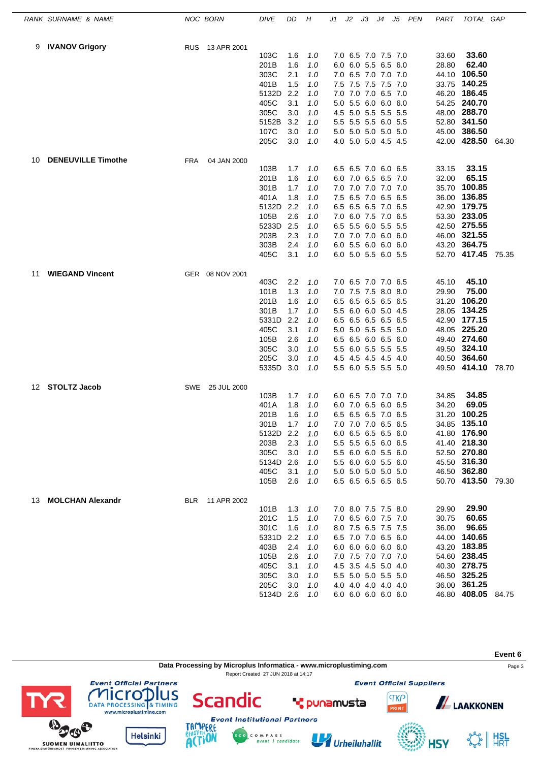| RANK | SURNAME & NAME | NOC | BORN | DIVE | DD | H | J1 | J2 | J3 | J4 | J5 | PEN | PART | TOTAL | GAP |
|---|---|---|---|---|---|---|---|---|---|---|---|---|---|---|---|
| 9 | **IVANOV Grigory** | RUS | 13 APR 2001 | | | | | | | | | | | | |
| | | | | 103C | 1.6 | 1.0 | 7.0 | 6.5 | 7.0 | 7.5 | 7.0 | | 33.60 | **33.60** | |
| | | | | 201B | 1.6 | 1.0 | 6.0 | 6.0 | 5.5 | 6.5 | 6.0 | | 28.80 | **62.40** | |
| | | | | 303C | 2.1 | 1.0 | 7.0 | 6.5 | 7.0 | 7.0 | 7.0 | | 44.10 | **106.50** | |
| | | | | 401B | 1.5 | 1.0 | 7.5 | 7.5 | 7.5 | 7.5 | 7.0 | | 33.75 | **140.25** | |
| | | | | 5132D | 2.2 | 1.0 | 7.0 | 7.0 | 7.0 | 6.5 | 7.0 | | 46.20 | **186.45** | |
| | | | | 405C | 3.1 | 1.0 | 5.0 | 5.5 | 6.0 | 6.0 | 6.0 | | 54.25 | **240.70** | |
| | | | | 305C | 3.0 | 1.0 | 4.5 | 5.0 | 5.5 | 5.5 | 5.5 | | 48.00 | **288.70** | |
| | | | | 5152B | 3.2 | 1.0 | 5.5 | 5.5 | 5.5 | 6.0 | 5.5 | | 52.80 | **341.50** | |
| | | | | 107C | 3.0 | 1.0 | 5.0 | 5.0 | 5.0 | 5.0 | 5.0 | | 45.00 | **386.50** | |
| | | | | 205C | 3.0 | 1.0 | 4.0 | 5.0 | 5.0 | 4.5 | 4.5 | | 42.00 | **428.50** | 64.30 |
| 10 | **DENEUVILLE Timothe** | FRA | 04 JAN 2000 | | | | | | | | | | | | |
| | | | | 103B | 1.7 | 1.0 | 6.5 | 6.5 | 7.0 | 6.0 | 6.5 | | 33.15 | **33.15** | |
| | | | | 201B | 1.6 | 1.0 | 6.0 | 7.0 | 6.5 | 6.5 | 7.0 | | 32.00 | **65.15** | |
| | | | | 301B | 1.7 | 1.0 | 7.0 | 7.0 | 7.0 | 7.0 | 7.0 | | 35.70 | **100.85** | |
| | | | | 401A | 1.8 | 1.0 | 7.5 | 6.5 | 7.0 | 6.5 | 6.5 | | 36.00 | **136.85** | |
| | | | | 5132D | 2.2 | 1.0 | 6.5 | 6.5 | 6.5 | 7.0 | 6.5 | | 42.90 | **179.75** | |
| | | | | 105B | 2.6 | 1.0 | 7.0 | 6.0 | 7.5 | 7.0 | 6.5 | | 53.30 | **233.05** | |
| | | | | 5233D | 2.5 | 1.0 | 6.5 | 5.5 | 6.0 | 5.5 | 5.5 | | 42.50 | **275.55** | |
| | | | | 203B | 2.3 | 1.0 | 7.0 | 7.0 | 7.0 | 6.0 | 6.0 | | 46.00 | **321.55** | |
| | | | | 303B | 2.4 | 1.0 | 6.0 | 5.5 | 6.0 | 6.0 | 6.0 | | 43.20 | **364.75** | |
| | | | | 405C | 3.1 | 1.0 | 6.0 | 5.0 | 5.5 | 6.0 | 5.5 | | 52.70 | **417.45** | 75.35 |
| 11 | **WIEGAND Vincent** | GER | 08 NOV 2001 | | | | | | | | | | | | |
| | | | | 403C | 2.2 | 1.0 | 7.0 | 6.5 | 7.0 | 7.0 | 6.5 | | 45.10 | **45.10** | |
| | | | | 101B | 1.3 | 1.0 | 7.0 | 7.5 | 7.5 | 8.0 | 8.0 | | 29.90 | **75.00** | |
| | | | | 201B | 1.6 | 1.0 | 6.5 | 6.5 | 6.5 | 6.5 | 6.5 | | 31.20 | **106.20** | |
| | | | | 301B | 1.7 | 1.0 | 5.5 | 6.0 | 6.0 | 5.0 | 4.5 | | 28.05 | **134.25** | |
| | | | | 5331D | 2.2 | 1.0 | 6.5 | 6.5 | 6.5 | 6.5 | 6.5 | | 42.90 | **177.15** | |
| | | | | 405C | 3.1 | 1.0 | 5.0 | 5.0 | 5.5 | 5.5 | 5.0 | | 48.05 | **225.20** | |
| | | | | 105B | 2.6 | 1.0 | 6.5 | 6.5 | 6.0 | 6.5 | 6.0 | | 49.40 | **274.60** | |
| | | | | 305C | 3.0 | 1.0 | 5.5 | 6.0 | 5.5 | 5.5 | 5.5 | | 49.50 | **324.10** | |
| | | | | 205C | 3.0 | 1.0 | 4.5 | 4.5 | 4.5 | 4.5 | 4.0 | | 40.50 | **364.60** | |
| | | | | 5335D | 3.0 | 1.0 | 5.5 | 6.0 | 5.5 | 5.5 | 5.0 | | 49.50 | **414.10** | 78.70 |
| 12 | **STOLTZ Jacob** | SWE | 25 JUL 2000 | | | | | | | | | | | | |
| | | | | 103B | 1.7 | 1.0 | 6.0 | 6.5 | 7.0 | 7.0 | 7.0 | | 34.85 | **34.85** | |
| | | | | 401A | 1.8 | 1.0 | 6.0 | 7.0 | 6.5 | 6.0 | 6.5 | | 34.20 | **69.05** | |
| | | | | 201B | 1.6 | 1.0 | 6.5 | 6.5 | 6.5 | 7.0 | 6.5 | | 31.20 | **100.25** | |
| | | | | 301B | 1.7 | 1.0 | 7.0 | 7.0 | 7.0 | 6.5 | 6.5 | | 34.85 | **135.10** | |
| | | | | 5132D | 2.2 | 1.0 | 6.0 | 6.5 | 6.5 | 6.5 | 6.0 | | 41.80 | **176.90** | |
| | | | | 203B | 2.3 | 1.0 | 5.5 | 5.5 | 6.5 | 6.0 | 6.5 | | 41.40 | **218.30** | |
| | | | | 305C | 3.0 | 1.0 | 5.5 | 6.0 | 6.0 | 5.5 | 6.0 | | 52.50 | **270.80** | |
| | | | | 5134D | 2.6 | 1.0 | 5.5 | 6.0 | 6.0 | 5.5 | 6.0 | | 45.50 | **316.30** | |
| | | | | 405C | 3.1 | 1.0 | 5.0 | 5.0 | 5.0 | 5.0 | 5.0 | | 46.50 | **362.80** | |
| | | | | 105B | 2.6 | 1.0 | 6.5 | 6.5 | 6.5 | 6.5 | 6.5 | | 50.70 | **413.50** | 79.30 |
| 13 | **MOLCHAN Alexandr** | BLR | 11 APR 2002 | | | | | | | | | | | | |
| | | | | 101B | 1.3 | 1.0 | 7.0 | 8.0 | 7.5 | 7.5 | 8.0 | | 29.90 | **29.90** | |
| | | | | 201C | 1.5 | 1.0 | 7.0 | 6.5 | 6.0 | 7.5 | 7.0 | | 30.75 | **60.65** | |
| | | | | 301C | 1.6 | 1.0 | 8.0 | 7.5 | 6.5 | 7.5 | 7.5 | | 36.00 | **96.65** | |
| | | | | 5331D | 2.2 | 1.0 | 6.5 | 7.0 | 7.0 | 6.5 | 6.0 | | 44.00 | **140.65** | |
| | | | | 403B | 2.4 | 1.0 | 6.0 | 6.0 | 6.0 | 6.0 | 6.0 | | 43.20 | **183.85** | |
| | | | | 105B | 2.6 | 1.0 | 7.0 | 7.5 | 7.0 | 7.0 | 7.0 | | 54.60 | **238.45** | |
| | | | | 405C | 3.1 | 1.0 | 4.5 | 3.5 | 4.5 | 5.0 | 4.0 | | 40.30 | **278.75** | |
| | | | | 305C | 3.0 | 1.0 | 5.5 | 5.0 | 5.0 | 5.5 | 5.0 | | 46.50 | **325.25** | |
| | | | | 205C | 3.0 | 1.0 | 4.0 | 4.0 | 4.0 | 4.0 | 4.0 | | 36.00 | **361.25** | |
| | | | | 5134D | 2.6 | 1.0 | 6.0 | 6.0 | 6.0 | 6.0 | 6.0 | | 46.80 | **408.05** | 84.75 |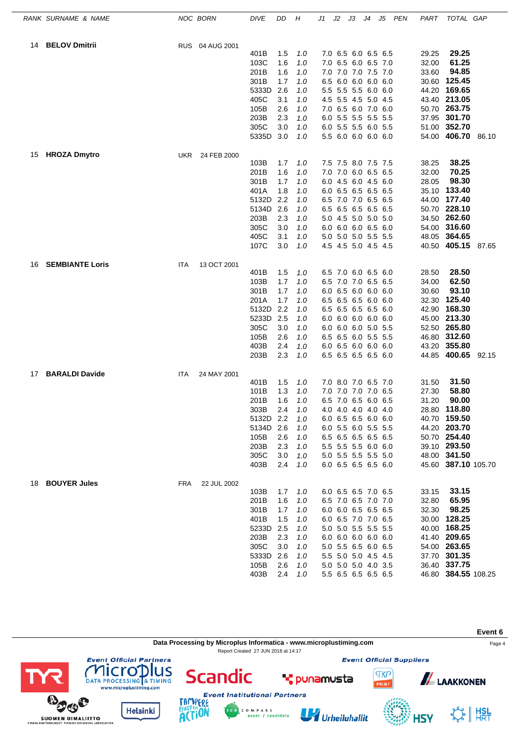| RANK | SURNAME & NAME | NOC | BORN | DIVE | DD | H | J1 | J2 | J3 | J4 | J5 | PEN | PART | TOTAL | GAP |
|---|---|---|---|---|---|---|---|---|---|---|---|---|---|---|---|
| 14 | **BELOV Dmitrii** | RUS | 04 AUG 2001 | | | | | | | | | | | | |
| | | | | 401B | 1.5 | 1.0 | 7.0 | 6.5 | 6.0 | 6.5 | 6.5 | | 29.25 | **29.25** | |
| | | | | 103C | 1.6 | 1.0 | 7.0 | 6.5 | 6.0 | 6.5 | 7.0 | | 32.00 | **61.25** | |
| | | | | 201B | 1.6 | 1.0 | 7.0 | 7.0 | 7.0 | 7.5 | 7.0 | | 33.60 | **94.85** | |
| | | | | 301B | 1.7 | 1.0 | 6.5 | 6.0 | 6.0 | 6.0 | 6.0 | | 30.60 | **125.45** | |
| | | | | 5333D | 2.6 | 1.0 | 5.5 | 5.5 | 5.5 | 6.0 | 6.0 | | 44.20 | **169.65** | |
| | | | | 405C | 3.1 | 1.0 | 4.5 | 5.5 | 4.5 | 5.0 | 4.5 | | 43.40 | **213.05** | |
| | | | | 105B | 2.6 | 1.0 | 7.0 | 6.5 | 6.0 | 7.0 | 6.0 | | 50.70 | **263.75** | |
| | | | | 203B | 2.3 | 1.0 | 6.0 | 5.5 | 5.5 | 5.5 | 5.5 | | 37.95 | **301.70** | |
| | | | | 305C | 3.0 | 1.0 | 6.0 | 5.5 | 5.5 | 6.0 | 5.5 | | 51.00 | **352.70** | |
| | | | | 5335D | 3.0 | 1.0 | 5.5 | 6.0 | 6.0 | 6.0 | 6.0 | | 54.00 | **406.70** | 86.10 |
| 15 | **HROZA Dmytro** | UKR | 24 FEB 2000 | | | | | | | | | | | | |
| | | | | 103B | 1.7 | 1.0 | 7.5 | 7.5 | 8.0 | 7.5 | 7.5 | | 38.25 | **38.25** | |
| | | | | 201B | 1.6 | 1.0 | 7.0 | 7.0 | 6.0 | 6.5 | 6.5 | | 32.00 | **70.25** | |
| | | | | 301B | 1.7 | 1.0 | 6.0 | 4.5 | 6.0 | 4.5 | 6.0 | | 28.05 | **98.30** | |
| | | | | 401A | 1.8 | 1.0 | 6.0 | 6.5 | 6.5 | 6.5 | 6.5 | | 35.10 | **133.40** | |
| | | | | 5132D | 2.2 | 1.0 | 6.5 | 7.0 | 7.0 | 6.5 | 6.5 | | 44.00 | **177.40** | |
| | | | | 5134D | 2.6 | 1.0 | 6.5 | 6.5 | 6.5 | 6.5 | 6.5 | | 50.70 | **228.10** | |
| | | | | 203B | 2.3 | 1.0 | 5.0 | 4.5 | 5.0 | 5.0 | 5.0 | | 34.50 | **262.60** | |
| | | | | 305C | 3.0 | 1.0 | 6.0 | 6.0 | 6.0 | 6.5 | 6.0 | | 54.00 | **316.60** | |
| | | | | 405C | 3.1 | 1.0 | 5.0 | 5.0 | 5.0 | 5.5 | 5.5 | | 48.05 | **364.65** | |
| | | | | 107C | 3.0 | 1.0 | 4.5 | 4.5 | 5.0 | 4.5 | 4.5 | | 40.50 | **405.15** | 87.65 |
| 16 | **SEMBIANTE Loris** | ITA | 13 OCT 2001 | | | | | | | | | | | | |
| | | | | 401B | 1.5 | 1.0 | 6.5 | 7.0 | 6.0 | 6.5 | 6.0 | | 28.50 | **28.50** | |
| | | | | 103B | 1.7 | 1.0 | 6.5 | 7.0 | 7.0 | 6.5 | 6.5 | | 34.00 | **62.50** | |
| | | | | 301B | 1.7 | 1.0 | 6.0 | 6.5 | 6.0 | 6.0 | 6.0 | | 30.60 | **93.10** | |
| | | | | 201A | 1.7 | 1.0 | 6.5 | 6.5 | 6.5 | 6.0 | 6.0 | | 32.30 | **125.40** | |
| | | | | 5132D | 2.2 | 1.0 | 6.5 | 6.5 | 6.5 | 6.5 | 6.0 | | 42.90 | **168.30** | |
| | | | | 5233D | 2.5 | 1.0 | 6.0 | 6.0 | 6.0 | 6.0 | 6.0 | | 45.00 | **213.30** | |
| | | | | 305C | 3.0 | 1.0 | 6.0 | 6.0 | 6.0 | 5.0 | 5.5 | | 52.50 | **265.80** | |
| | | | | 105B | 2.6 | 1.0 | 6.5 | 6.5 | 6.0 | 5.5 | 5.5 | | 46.80 | **312.60** | |
| | | | | 403B | 2.4 | 1.0 | 6.0 | 6.5 | 6.0 | 6.0 | 6.0 | | 43.20 | **355.80** | |
| | | | | 203B | 2.3 | 1.0 | 6.5 | 6.5 | 6.5 | 6.5 | 6.0 | | 44.85 | **400.65** | 92.15 |
| 17 | **BARALDI Davide** | ITA | 24 MAY 2001 | | | | | | | | | | | | |
| | | | | 401B | 1.5 | 1.0 | 7.0 | 8.0 | 7.0 | 6.5 | 7.0 | | 31.50 | **31.50** | |
| | | | | 101B | 1.3 | 1.0 | 7.0 | 7.0 | 7.0 | 7.0 | 6.5 | | 27.30 | **58.80** | |
| | | | | 201B | 1.6 | 1.0 | 6.5 | 7.0 | 6.5 | 6.0 | 6.5 | | 31.20 | **90.00** | |
| | | | | 303B | 2.4 | 1.0 | 4.0 | 4.0 | 4.0 | 4.0 | 4.0 | | 28.80 | **118.80** | |
| | | | | 5132D | 2.2 | 1.0 | 6.0 | 6.5 | 6.5 | 6.0 | 6.0 | | 40.70 | **159.50** | |
| | | | | 5134D | 2.6 | 1.0 | 6.0 | 5.5 | 6.0 | 5.5 | 5.5 | | 44.20 | **203.70** | |
| | | | | 105B | 2.6 | 1.0 | 6.5 | 6.5 | 6.5 | 6.5 | 6.5 | | 50.70 | **254.40** | |
| | | | | 203B | 2.3 | 1.0 | 5.5 | 5.5 | 5.5 | 6.0 | 6.0 | | 39.10 | **293.50** | |
| | | | | 305C | 3.0 | 1.0 | 5.0 | 5.5 | 5.5 | 5.5 | 5.0 | | 48.00 | **341.50** | |
| | | | | 403B | 2.4 | 1.0 | 6.0 | 6.5 | 6.5 | 6.5 | 6.0 | | 45.60 | **387.10** | 105.70 |
| 18 | **BOUYER Jules** | FRA | 22 JUL 2002 | | | | | | | | | | | | |
| | | | | 103B | 1.7 | 1.0 | 6.0 | 6.5 | 6.5 | 7.0 | 6.5 | | 33.15 | **33.15** | |
| | | | | 201B | 1.6 | 1.0 | 6.5 | 7.0 | 6.5 | 7.0 | 7.0 | | 32.80 | **65.95** | |
| | | | | 301B | 1.7 | 1.0 | 6.0 | 6.0 | 6.5 | 6.5 | 6.5 | | 32.30 | **98.25** | |
| | | | | 401B | 1.5 | 1.0 | 6.0 | 6.5 | 7.0 | 7.0 | 6.5 | | 30.00 | **128.25** | |
| | | | | 5233D | 2.5 | 1.0 | 5.0 | 5.0 | 5.5 | 5.5 | 5.5 | | 40.00 | **168.25** | |
| | | | | 203B | 2.3 | 1.0 | 6.0 | 6.0 | 6.0 | 6.0 | 6.0 | | 41.40 | **209.65** | |
| | | | | 305C | 3.0 | 1.0 | 5.0 | 5.5 | 6.5 | 6.0 | 6.5 | | 54.00 | **263.65** | |
| | | | | 5333D | 2.6 | 1.0 | 5.5 | 5.0 | 5.0 | 4.5 | 4.5 | | 37.70 | **301.35** | |
| | | | | 105B | 2.6 | 1.0 | 5.0 | 5.0 | 5.0 | 4.0 | 3.5 | | 36.40 | **337.75** | |
| | | | | 403B | 2.4 | 1.0 | 5.5 | 6.5 | 6.5 | 6.5 | 6.5 | | 46.80 | **384.55** | 108.25 |

**Event 6**

Data Processing by Microplus Informatica - www.microplustiming.com

Report Created 27 JUN 2018 at 14:17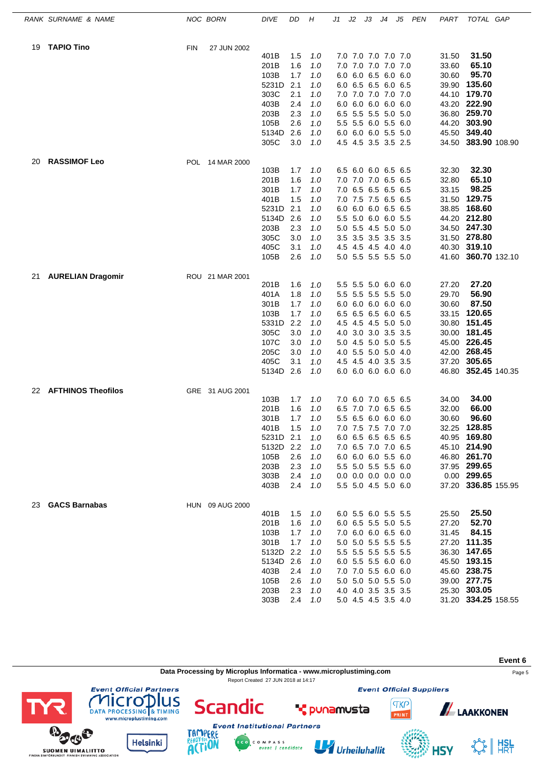| RANK | SURNAME & NAME | NOC | BORN | DIVE | DD | H | J1 | J2 | J3 | J4 | J5 | PEN | PART | TOTAL | GAP |
|---|---|---|---|---|---|---|---|---|---|---|---|---|---|---|---|
| 19 | **TAPIO Tino** | FIN | 27 JUN 2002 | | | | | | | | | | | | |
| | | | | 401B | 1.5 | 1.0 | 7.0 | 7.0 | 7.0 | 7.0 | 7.0 | | 31.50 | **31.50** | |
| | | | | 201B | 1.6 | 1.0 | 7.0 | 7.0 | 7.0 | 7.0 | 7.0 | | 33.60 | **65.10** | |
| | | | | 103B | 1.7 | 1.0 | 6.0 | 6.0 | 6.5 | 6.0 | 6.0 | | 30.60 | **95.70** | |
| | | | | 5231D | 2.1 | 1.0 | 6.0 | 6.5 | 6.5 | 6.0 | 6.5 | | 39.90 | **135.60** | |
| | | | | 303C | 2.1 | 1.0 | 7.0 | 7.0 | 7.0 | 7.0 | 7.0 | | 44.10 | **179.70** | |
| | | | | 403B | 2.4 | 1.0 | 6.0 | 6.0 | 6.0 | 6.0 | 6.0 | | 43.20 | **222.90** | |
| | | | | 203B | 2.3 | 1.0 | 6.5 | 5.5 | 5.5 | 5.0 | 5.0 | | 36.80 | **259.70** | |
| | | | | 105B | 2.6 | 1.0 | 5.5 | 5.5 | 6.0 | 5.5 | 6.0 | | 44.20 | **303.90** | |
| | | | | 5134D | 2.6 | 1.0 | 6.0 | 6.0 | 6.0 | 5.5 | 5.0 | | 45.50 | **349.40** | |
| | | | | 305C | 3.0 | 1.0 | 4.5 | 4.5 | 3.5 | 3.5 | 2.5 | | 34.50 | **383.90** | 108.90 |
| 20 | **RASSIMOF Leo** | POL | 14 MAR 2000 | | | | | | | | | | | | |
| | | | | 103B | 1.7 | 1.0 | 6.5 | 6.0 | 6.0 | 6.5 | 6.5 | | 32.30 | **32.30** | |
| | | | | 201B | 1.6 | 1.0 | 7.0 | 7.0 | 7.0 | 6.5 | 6.5 | | 32.80 | **65.10** | |
| | | | | 301B | 1.7 | 1.0 | 7.0 | 6.5 | 6.5 | 6.5 | 6.5 | | 33.15 | **98.25** | |
| | | | | 401B | 1.5 | 1.0 | 7.0 | 7.5 | 7.5 | 6.5 | 6.5 | | 31.50 | **129.75** | |
| | | | | 5231D | 2.1 | 1.0 | 6.0 | 6.0 | 6.0 | 6.5 | 6.5 | | 38.85 | **168.60** | |
| | | | | 5134D | 2.6 | 1.0 | 5.5 | 5.0 | 6.0 | 6.0 | 5.5 | | 44.20 | **212.80** | |
| | | | | 203B | 2.3 | 1.0 | 5.0 | 5.5 | 4.5 | 5.0 | 5.0 | | 34.50 | **247.30** | |
| | | | | 305C | 3.0 | 1.0 | 3.5 | 3.5 | 3.5 | 3.5 | 3.5 | | 31.50 | **278.80** | |
| | | | | 405C | 3.1 | 1.0 | 4.5 | 4.5 | 4.5 | 4.0 | 4.0 | | 40.30 | **319.10** | |
| | | | | 105B | 2.6 | 1.0 | 5.0 | 5.5 | 5.5 | 5.5 | 5.0 | | 41.60 | **360.70** | 132.10 |
| 21 | **AURELIAN Dragomir** | ROU | 21 MAR 2001 | | | | | | | | | | | | |
| | | | | 201B | 1.6 | 1.0 | 5.5 | 5.5 | 5.0 | 6.0 | 6.0 | | 27.20 | **27.20** | |
| | | | | 401A | 1.8 | 1.0 | 5.5 | 5.5 | 5.5 | 5.5 | 5.0 | | 29.70 | **56.90** | |
| | | | | 301B | 1.7 | 1.0 | 6.0 | 6.0 | 6.0 | 6.0 | 6.0 | | 30.60 | **87.50** | |
| | | | | 103B | 1.7 | 1.0 | 6.5 | 6.5 | 6.5 | 6.0 | 6.5 | | 33.15 | **120.65** | |
| | | | | 5331D | 2.2 | 1.0 | 4.5 | 4.5 | 4.5 | 5.0 | 5.0 | | 30.80 | **151.45** | |
| | | | | 305C | 3.0 | 1.0 | 4.0 | 3.0 | 3.0 | 3.5 | 3.5 | | 30.00 | **181.45** | |
| | | | | 107C | 3.0 | 1.0 | 5.0 | 4.5 | 5.0 | 5.0 | 5.5 | | 45.00 | **226.45** | |
| | | | | 205C | 3.0 | 1.0 | 4.0 | 5.5 | 5.0 | 5.0 | 4.0 | | 42.00 | **268.45** | |
| | | | | 405C | 3.1 | 1.0 | 4.5 | 4.5 | 4.0 | 3.5 | 3.5 | | 37.20 | **305.65** | |
| | | | | 5134D | 2.6 | 1.0 | 6.0 | 6.0 | 6.0 | 6.0 | 6.0 | | 46.80 | **352.45** | 140.35 |
| 22 | **AFTHINOS Theofilos** | GRE | 31 AUG 2001 | | | | | | | | | | | | |
| | | | | 103B | 1.7 | 1.0 | 7.0 | 6.0 | 7.0 | 6.5 | 6.5 | | 34.00 | **34.00** | |
| | | | | 201B | 1.6 | 1.0 | 6.5 | 7.0 | 7.0 | 6.5 | 6.5 | | 32.00 | **66.00** | |
| | | | | 301B | 1.7 | 1.0 | 5.5 | 6.5 | 6.0 | 6.0 | 6.0 | | 30.60 | **96.60** | |
| | | | | 401B | 1.5 | 1.0 | 7.0 | 7.5 | 7.5 | 7.0 | 7.0 | | 32.25 | **128.85** | |
| | | | | 5231D | 2.1 | 1.0 | 6.0 | 6.5 | 6.5 | 6.5 | 6.5 | | 40.95 | **169.80** | |
| | | | | 5132D | 2.2 | 1.0 | 7.0 | 6.5 | 7.0 | 7.0 | 6.5 | | 45.10 | **214.90** | |
| | | | | 105B | 2.6 | 1.0 | 6.0 | 6.0 | 6.0 | 5.5 | 6.0 | | 46.80 | **261.70** | |
| | | | | 203B | 2.3 | 1.0 | 5.5 | 5.0 | 5.5 | 5.5 | 6.0 | | 37.95 | **299.65** | |
| | | | | 303B | 2.4 | 1.0 | 0.0 | 0.0 | 0.0 | 0.0 | 0.0 | | 0.00 | **299.65** | |
| | | | | 403B | 2.4 | 1.0 | 5.5 | 5.0 | 4.5 | 5.0 | 6.0 | | 37.20 | **336.85** | 155.95 |
| 23 | **GACS Barnabas** | HUN | 09 AUG 2000 | | | | | | | | | | | | |
| | | | | 401B | 1.5 | 1.0 | 6.0 | 5.5 | 6.0 | 5.5 | 5.5 | | 25.50 | **25.50** | |
| | | | | 201B | 1.6 | 1.0 | 6.0 | 6.5 | 5.5 | 5.0 | 5.5 | | 27.20 | **52.70** | |
| | | | | 103B | 1.7 | 1.0 | 7.0 | 6.0 | 6.0 | 6.5 | 6.0 | | 31.45 | **84.15** | |
| | | | | 301B | 1.7 | 1.0 | 5.0 | 5.0 | 5.5 | 5.5 | 5.5 | | 27.20 | **111.35** | |
| | | | | 5132D | 2.2 | 1.0 | 5.5 | 5.5 | 5.5 | 5.5 | 5.5 | | 36.30 | **147.65** | |
| | | | | 5134D | 2.6 | 1.0 | 6.0 | 5.5 | 5.5 | 6.0 | 6.0 | | 45.50 | **193.15** | |
| | | | | 403B | 2.4 | 1.0 | 7.0 | 7.0 | 5.5 | 6.0 | 6.0 | | 45.60 | **238.75** | |
| | | | | 105B | 2.6 | 1.0 | 5.0 | 5.0 | 5.0 | 5.5 | 5.0 | | 39.00 | **277.75** | |
| | | | | 203B | 2.3 | 1.0 | 4.0 | 4.0 | 3.5 | 3.5 | 3.5 | | 25.30 | **303.05** | |
| | | | | 303B | 2.4 | 1.0 | 5.0 | 4.5 | 4.5 | 3.5 | 4.0 | | 31.20 | **334.25** | 158.55 |

**Event 6**

**Data Processing by Microplus Informatica - www.microplustiming.com**

Report Created 27 JUN 2018 at 14:17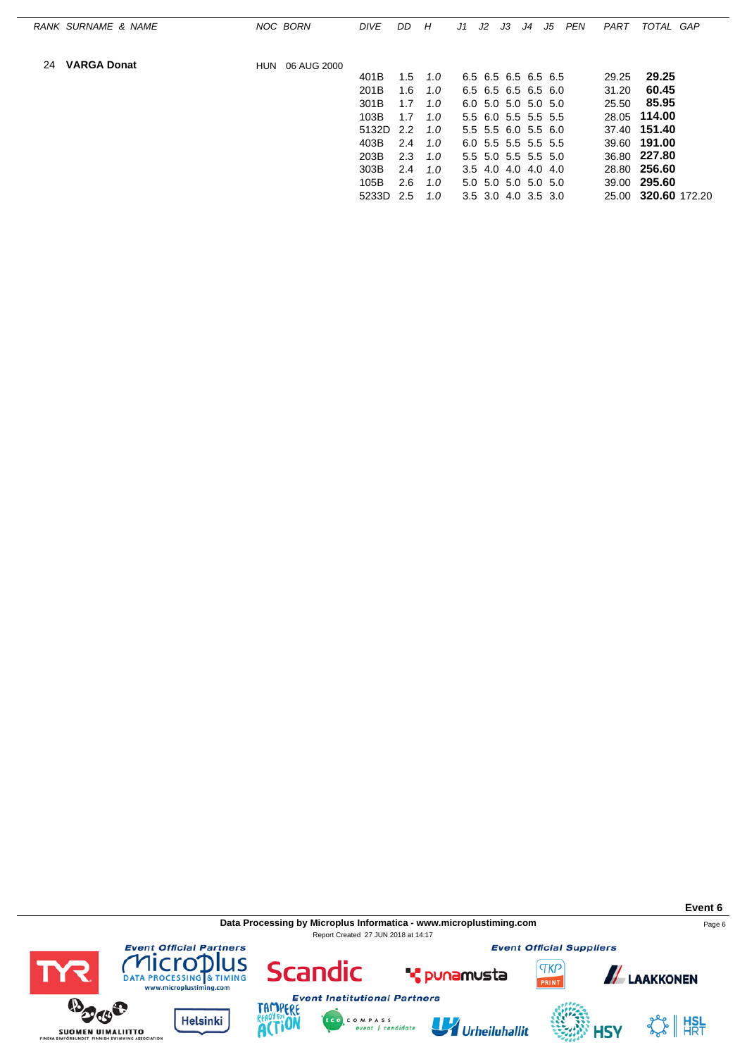| RANK | SURNAME & NAME | NOC | BORN | DIVE | DD | H | J1 | J2 | J3 | J4 | J5 | PEN | PART | TOTAL | GAP |
|---|---|---|---|---|---|---|---|---|---|---|---|---|---|---|---|
| 24 | **VARGA Donat** | HUN | 06 AUG 2000 | | | | | | | | | | | | |
| | | | | 401B | 1.5 | *1.0* | 6.5 | 6.5 | 6.5 | 6.5 | 6.5 | | 29.25 | **29.25** | |
| | | | | 201B | 1.6 | *1.0* | 6.5 | 6.5 | 6.5 | 6.5 | 6.0 | | 31.20 | **60.45** | |
| | | | | 301B | 1.7 | *1.0* | 6.0 | 5.0 | 5.0 | 5.0 | 5.0 | | 25.50 | **85.95** | |
| | | | | 103B | 1.7 | *1.0* | 5.5 | 6.0 | 5.5 | 5.5 | 5.5 | | 28.05 | **114.00** | |
| | | | | 5132D | 2.2 | *1.0* | 5.5 | 5.5 | 6.0 | 5.5 | 6.0 | | 37.40 | **151.40** | |
| | | | | 403B | 2.4 | *1.0* | 6.0 | 5.5 | 5.5 | 5.5 | 5.5 | | 39.60 | **191.00** | |
| | | | | 203B | 2.3 | *1.0* | 5.5 | 5.0 | 5.5 | 5.5 | 5.0 | | 36.80 | **227.80** | |
| | | | | 303B | 2.4 | *1.0* | 3.5 | 4.0 | 4.0 | 4.0 | 4.0 | | 28.80 | **256.60** | |
| | | | | 105B | 2.6 | *1.0* | 5.0 | 5.0 | 5.0 | 5.0 | 5.0 | | 39.00 | **295.60** | |
| | | | | 5233D | 2.5 | *1.0* | 3.5 | 3.0 | 4.0 | 3.5 | 3.0 | | 25.00 | **320.60** | 172.20 |

**Event 6**

**Data Processing by Microplus Informatica - www.microplustiming.com**

Report Created 27 JUN 2018 at 14:17

*Event Official Partners* — *Event Official Suppliers* — *Event Institutional Partners*